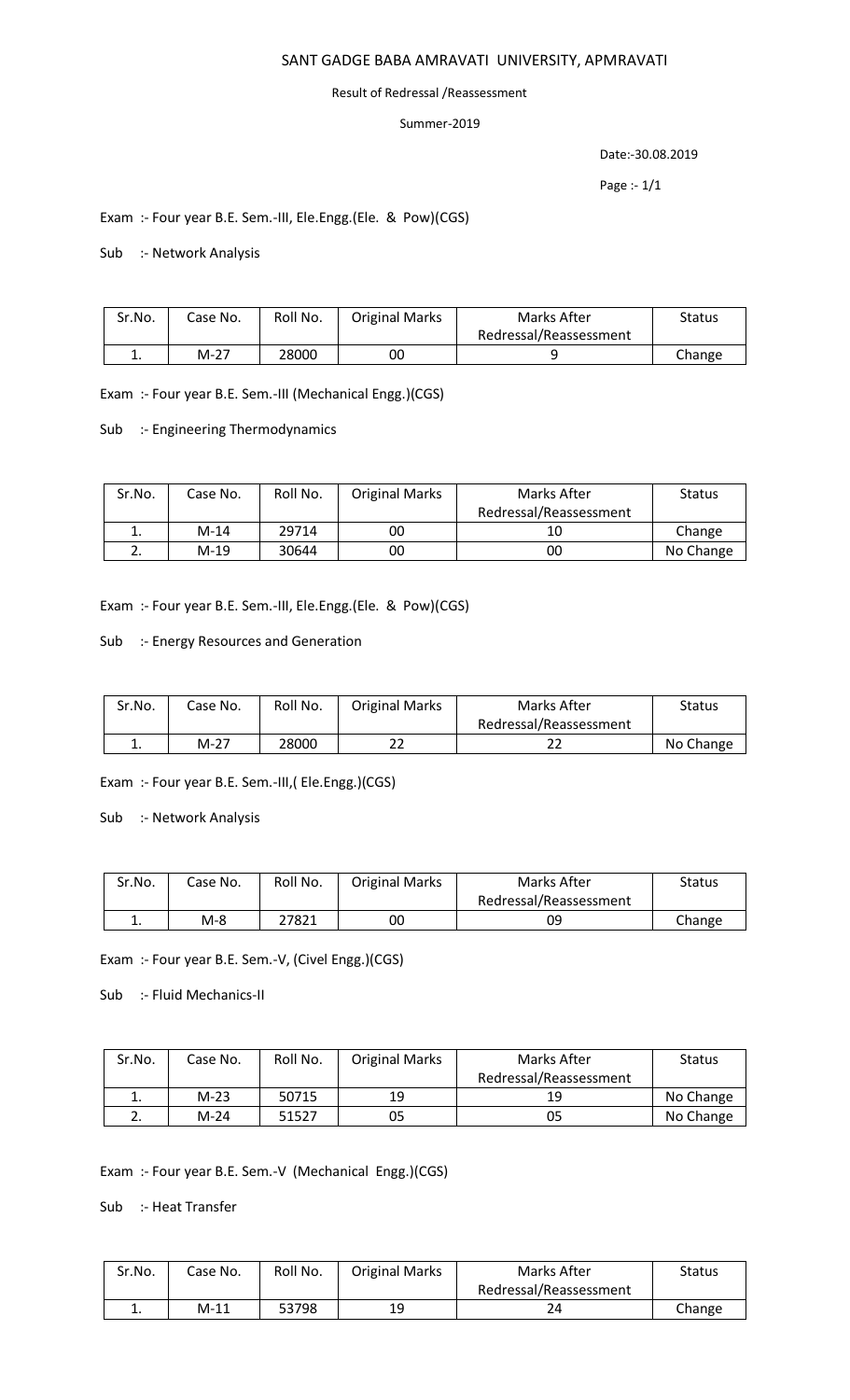# SANT GADGE BABA AMRAVATI UNIVERSITY, APMRAVATI

Result of Redressal /Reassessment

Summer-2019

Date:-30.08.2019

Exam :- Four year B.E. Sem.-III, Ele.Engg.(Ele. & Pow)(CGS)

Sub :- Network Analysis

| Sr.No. | Case No. | Roll No. | Original Marks | Marks After Redressal/Reassessment | Status |
|---|---|---|---|---|---|
| 1. | M-27 | 28000 | 00 | 9 | Change |

Exam :- Four year B.E. Sem.-III (Mechanical Engg.)(CGS)

Sub :- Engineering Thermodynamics

| Sr.No. | Case No. | Roll No. | Original Marks | Marks After Redressal/Reassessment | Status |
|---|---|---|---|---|---|
| 1. | M-14 | 29714 | 00 | 10 | Change |
| 2. | M-19 | 30644 | 00 | 00 | No Change |

Exam :- Four year B.E. Sem.-III, Ele.Engg.(Ele. & Pow)(CGS)

Sub :- Energy Resources and Generation

| Sr.No. | Case No. | Roll No. | Original Marks | Marks After Redressal/Reassessment | Status |
|---|---|---|---|---|---|
| 1. | M-27 | 28000 | 22 | 22 | No Change |

Exam :- Four year B.E. Sem.-III,( Ele.Engg.)(CGS)

Sub :- Network Analysis

| Sr.No. | Case No. | Roll No. | Original Marks | Marks After Redressal/Reassessment | Status |
|---|---|---|---|---|---|
| 1. | M-8 | 27821 | 00 | 09 | Change |

Exam :- Four year B.E. Sem.-V, (Civel Engg.)(CGS)

Sub :- Fluid Mechanics-II

| Sr.No. | Case No. | Roll No. | Original Marks | Marks After Redressal/Reassessment | Status |
|---|---|---|---|---|---|
| 1. | M-23 | 50715 | 19 | 19 | No Change |
| 2. | M-24 | 51527 | 05 | 05 | No Change |

Exam :- Four year B.E. Sem.-V (Mechanical Engg.)(CGS)

Sub :- Heat Transfer

| Sr.No. | Case No. | Roll No. | Original Marks | Marks After Redressal/Reassessment | Status |
|---|---|---|---|---|---|
| 1. | M-11 | 53798 | 19 | 24 | Change |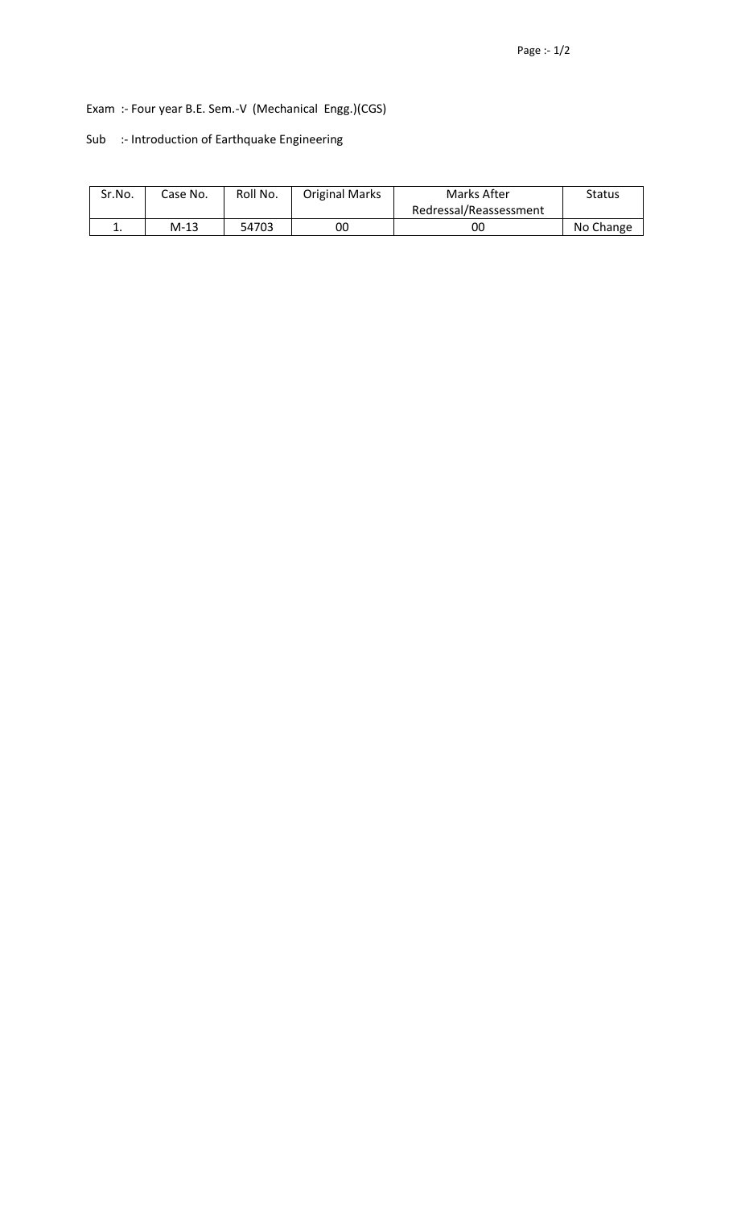Exam :- Four year B.E. Sem.-V (Mechanical Engg.)(CGS)

Sub :- Introduction of Earthquake Engineering

| Sr.No. | Case No. | Roll No. | Original Marks | Marks After Redressal/Reassessment | Status |
|---|---|---|---|---|---|
| 1. | M-13 | 54703 | 00 | 00 | No Change |